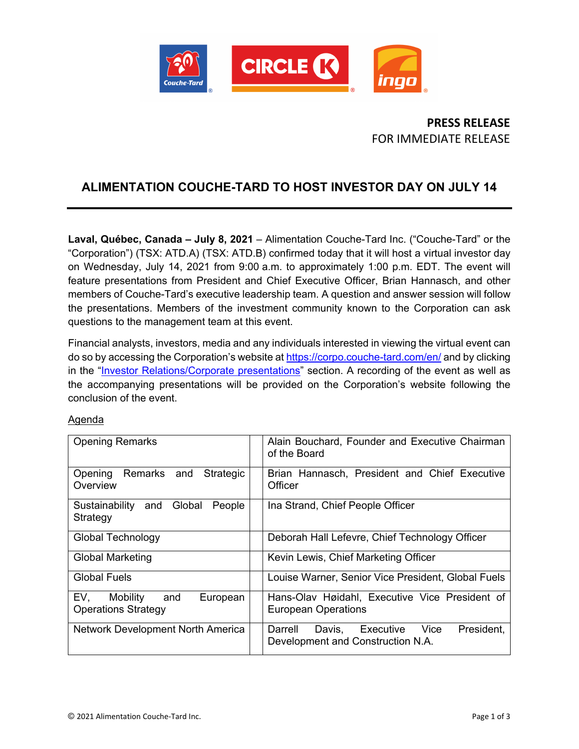**PRESS RELEASE**
FOR IMMEDIATE RELEASE

# ALIMENTATION COUCHE-TARD TO HOST INVESTOR DAY ON JULY 14

**Laval, Québec, Canada – July 8, 2021** – Alimentation Couche-Tard Inc. ("Couche-Tard" or the "Corporation") (TSX: ATD.A) (TSX: ATD.B) confirmed today that it will host a virtual investor day on Wednesday, July 14, 2021 from 9:00 a.m. to approximately 1:00 p.m. EDT. The event will feature presentations from President and Chief Executive Officer, Brian Hannasch, and other members of Couche-Tard's executive leadership team. A question and answer session will follow the presentations. Members of the investment community known to the Corporation can ask questions to the management team at this event.

Financial analysts, investors, media and any individuals interested in viewing the virtual event can do so by accessing the Corporation's website at [https://corpo.couche-tard.com/en/](https://corpo.couche-tard.com/en/) and by clicking in the "Investor Relations/Corporate presentations" section. A recording of the event as well as the accompanying presentations will be provided on the Corporation's website following the conclusion of the event.

Agenda

| Session | Presenter |
|---|---|
| Opening Remarks | Alain Bouchard, Founder and Executive Chairman of the Board |
| Opening Remarks and Strategic Overview | Brian Hannasch, President and Chief Executive Officer |
| Sustainability and Global People Strategy | Ina Strand, Chief People Officer |
| Global Technology | Deborah Hall Lefevre, Chief Technology Officer |
| Global Marketing | Kevin Lewis, Chief Marketing Officer |
| Global Fuels | Louise Warner, Senior Vice President, Global Fuels |
| EV, Mobility and European Operations Strategy | Hans-Olav Høidahl, Executive Vice President of European Operations |
| Network Development North America | Darrell Davis, Executive Vice President, Development and Construction N.A. |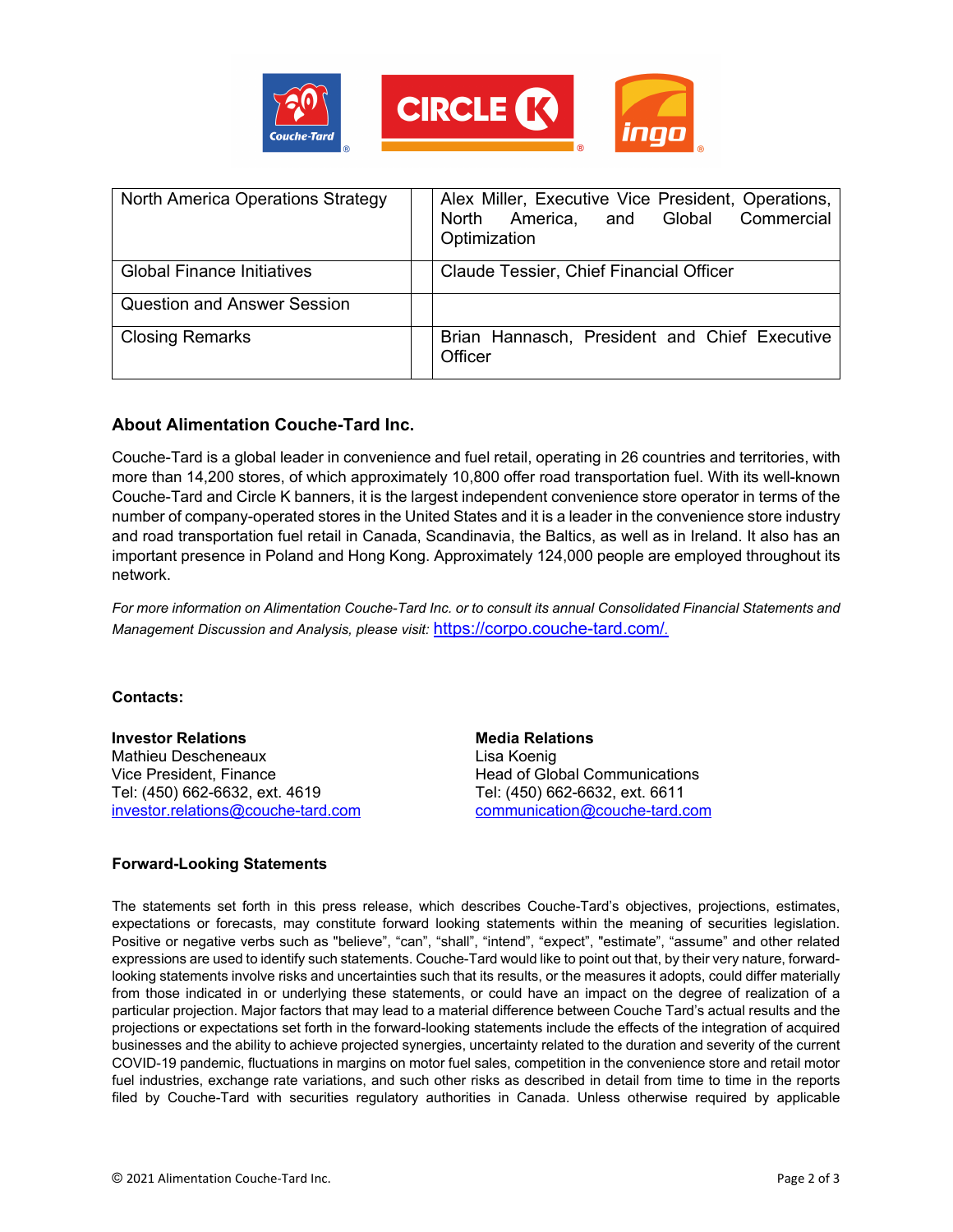| North America Operations Strategy | | Alex Miller, Executive Vice President, Operations, North America, and Global Commercial Optimization |
|---|---|---|
| Global Finance Initiatives | | Claude Tessier, Chief Financial Officer |
| Question and Answer Session | | |
| Closing Remarks | | Brian Hannasch, President and Chief Executive Officer |

## About Alimentation Couche-Tard Inc.

Couche-Tard is a global leader in convenience and fuel retail, operating in 26 countries and territories, with more than 14,200 stores, of which approximately 10,800 offer road transportation fuel. With its well-known Couche-Tard and Circle K banners, it is the largest independent convenience store operator in terms of the number of company-operated stores in the United States and it is a leader in the convenience store industry and road transportation fuel retail in Canada, Scandinavia, the Baltics, as well as in Ireland. It also has an important presence in Poland and Hong Kong. Approximately 124,000 people are employed throughout its network.

*For more information on Alimentation Couche-Tard Inc. or to consult its annual Consolidated Financial Statements and Management Discussion and Analysis, please visit:* https://corpo.couche-tard.com/.

**Contacts:**

**Investor Relations**
Mathieu Descheneaux
Vice President, Finance
Tel: (450) 662-6632, ext. 4619
investor.relations@couche-tard.com

**Media Relations**
Lisa Koenig
Head of Global Communications
Tel: (450) 662-6632, ext. 6611
communication@couche-tard.com

### Forward-Looking Statements

The statements set forth in this press release, which describes Couche-Tard's objectives, projections, estimates, expectations or forecasts, may constitute forward looking statements within the meaning of securities legislation. Positive or negative verbs such as "believe", "can", "shall", "intend", "expect", "estimate", "assume" and other related expressions are used to identify such statements. Couche-Tard would like to point out that, by their very nature, forward-looking statements involve risks and uncertainties such that its results, or the measures it adopts, could differ materially from those indicated in or underlying these statements, or could have an impact on the degree of realization of a particular projection. Major factors that may lead to a material difference between Couche Tard's actual results and the projections or expectations set forth in the forward-looking statements include the effects of the integration of acquired businesses and the ability to achieve projected synergies, uncertainty related to the duration and severity of the current COVID-19 pandemic, fluctuations in margins on motor fuel sales, competition in the convenience store and retail motor fuel industries, exchange rate variations, and such other risks as described in detail from time to time in the reports filed by Couche-Tard with securities regulatory authorities in Canada. Unless otherwise required by applicable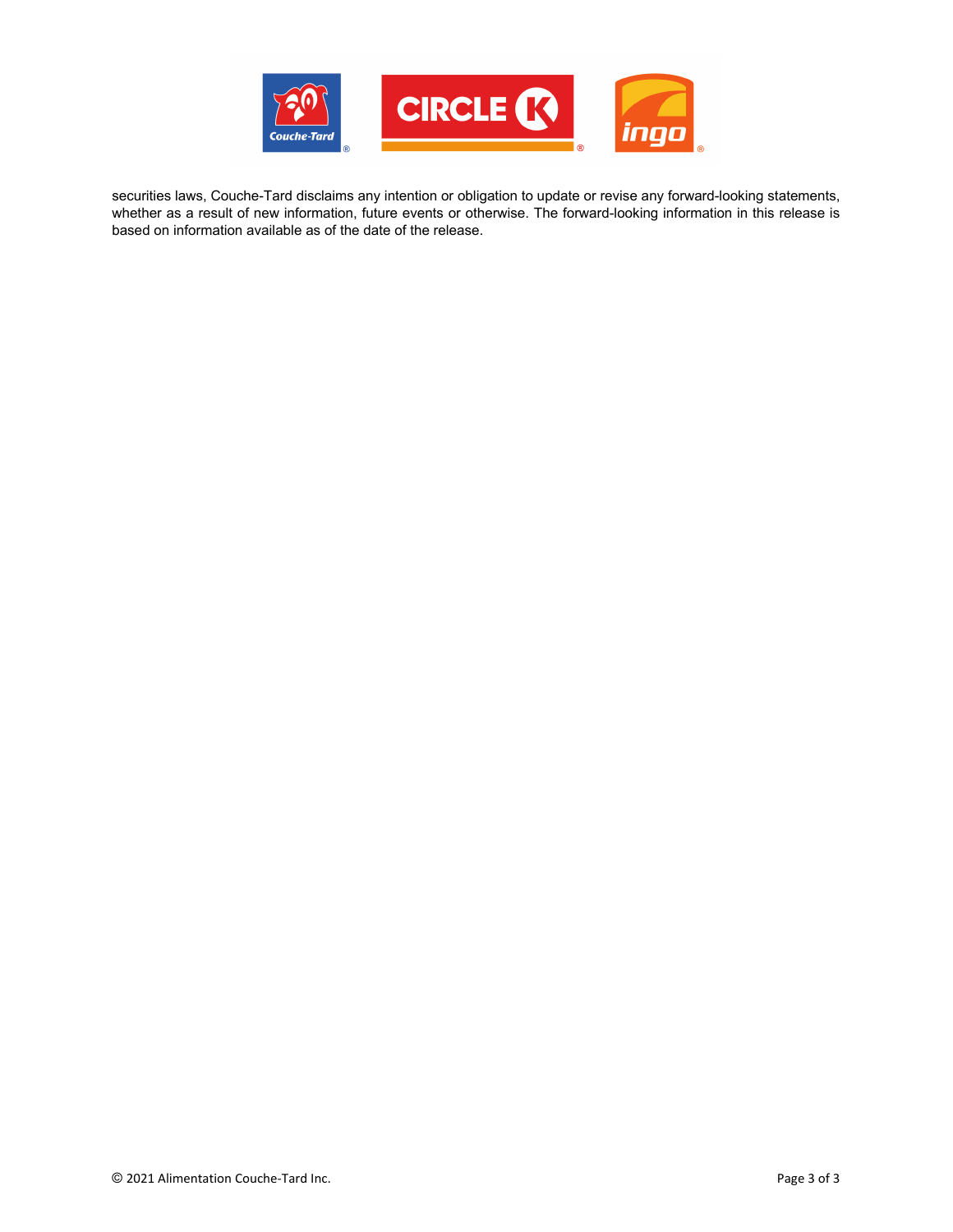securities laws, Couche-Tard disclaims any intention or obligation to update or revise any forward-looking statements, whether as a result of new information, future events or otherwise. The forward-looking information in this release is based on information available as of the date of the release.